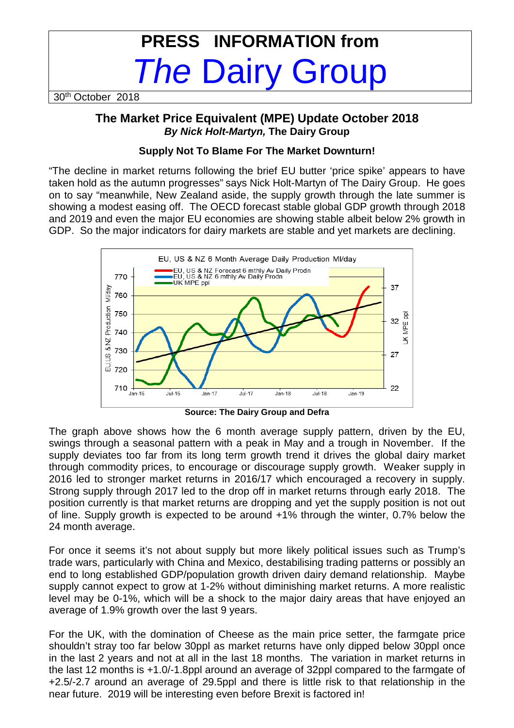# PRESS INFORMATION from *The* Dairy Group

30th October 2018

## The Market Price Equivalent (MPE) Update October 2018

***By Nick Holt-Martyn,*** **The Dairy Group**

### Supply Not To Blame For The Market Downturn!

"The decline in market returns following the brief EU butter 'price spike' appears to have taken hold as the autumn progresses" says Nick Holt-Martyn of The Dairy Group. He goes on to say "meanwhile, New Zealand aside, the supply growth through the late summer is showing a modest easing off. The OECD forecast stable global GDP growth through 2018 and 2019 and even the major EU economies are showing stable albeit below 2% growth in GDP. So the major indicators for dairy markets are stable and yet markets are declining.

**Source: The Dairy Group and Defra**

The graph above shows how the 6 month average supply pattern, driven by the EU, swings through a seasonal pattern with a peak in May and a trough in November. If the supply deviates too far from its long term growth trend it drives the global dairy market through commodity prices, to encourage or discourage supply growth. Weaker supply in 2016 led to stronger market returns in 2016/17 which encouraged a recovery in supply. Strong supply through 2017 led to the drop off in market returns through early 2018. The position currently is that market returns are dropping and yet the supply position is not out of line. Supply growth is expected to be around +1% through the winter, 0.7% below the 24 month average.

For once it seems it's not about supply but more likely political issues such as Trump's trade wars, particularly with China and Mexico, destabilising trading patterns or possibly an end to long established GDP/population growth driven dairy demand relationship. Maybe supply cannot expect to grow at 1-2% without diminishing market returns. A more realistic level may be 0-1%, which will be a shock to the major dairy areas that have enjoyed an average of 1.9% growth over the last 9 years.

For the UK, with the domination of Cheese as the main price setter, the farmgate price shouldn't stray too far below 30ppl as market returns have only dipped below 30ppl once in the last 2 years and not at all in the last 18 months. The variation in market returns in the last 12 months is +1.0/-1.8ppl around an average of 32ppl compared to the farmgate of +2.5/-2.7 around an average of 29.5ppl and there is little risk to that relationship in the near future. 2019 will be interesting even before Brexit is factored in!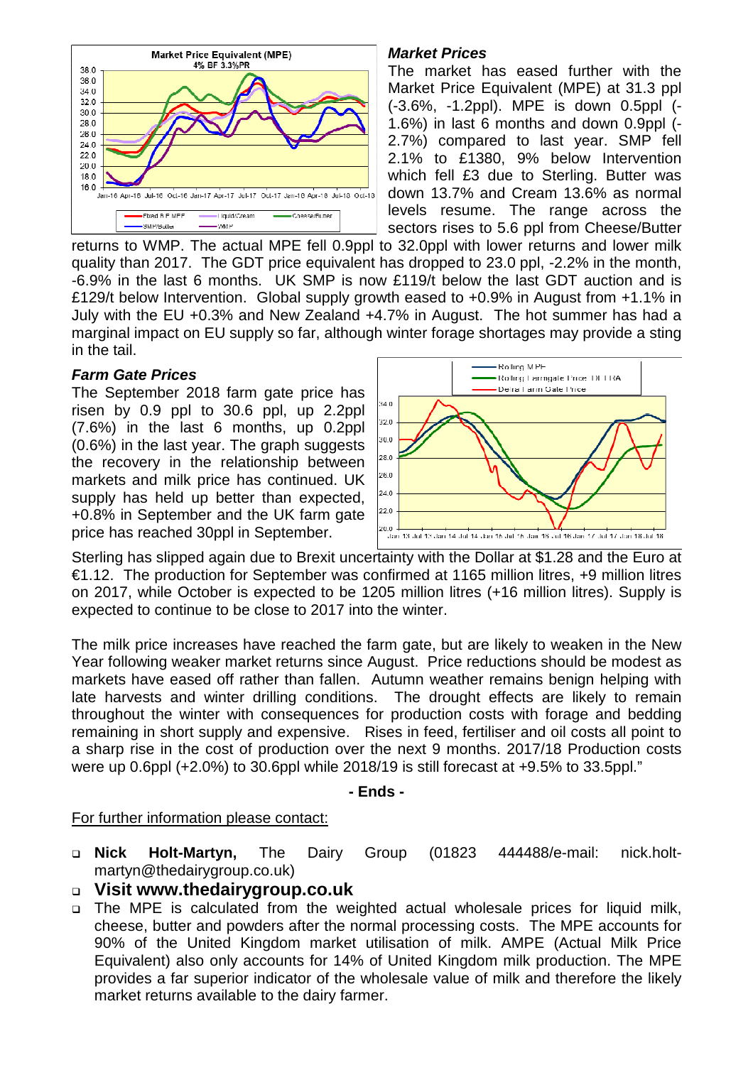Market Price Equivalent (MPE)
4% BF 3.3%PR

38.0
36.0
34.0
32.0
30.0
28.0
26.0
24.0
22.0
20.0
18.0
16.0

Jan-16 Apr-16 Jul-16 Oct-16 Jan-17 Apr-17 Jul-17 Oct-17 Jan-18 Apr-18 Jul-18 Oct-18

Fixed B F MPE
Liquid/Cream
Cheese/Butter
SMP/Butter
WMP

### *Market Prices*

The market has eased further with the Market Price Equivalent (MPE) at 31.3 ppl (-3.6%, -1.2ppl). MPE is down 0.5ppl (-1.6%) in last 6 months and down 0.9ppl (-2.7%) compared to last year. SMP fell 2.1% to £1380, 9% below Intervention which fell £3 due to Sterling. Butter was down 13.7% and Cream 13.6% as normal levels resume. The range across the sectors rises to 5.6 ppl from Cheese/Butter returns to WMP. The actual MPE fell 0.9ppl to 32.0ppl with lower returns and lower milk quality than 2017. The GDT price equivalent has dropped to 23.0 ppl, -2.2% in the month, -6.9% in the last 6 months. UK SMP is now £119/t below the last GDT auction and is £129/t below Intervention. Global supply growth eased to +0.9% in August from +1.1% in July with the EU +0.3% and New Zealand +4.7% in August. The hot summer has had a marginal impact on EU supply so far, although winter forage shortages may provide a sting in the tail.

### *Farm Gate Prices*

The September 2018 farm gate price has risen by 0.9 ppl to 30.6 ppl, up 2.2ppl (7.6%) in the last 6 months, up 0.2ppl (0.6%) in the last year. The graph suggests the recovery in the relationship between markets and milk price has continued. UK supply has held up better than expected, +0.8% in September and the UK farm gate price has reached 30ppl in September.

Rolling MPE
Rolling Farmgate Price DEFRA
Defra Farm Gate Price

34.0
32.0
30.0
28.0
26.0
24.0
22.0
20.0

Jan 13 Jul 13 Jan 14 Jul 14 Jan 15 Jul 15 Jan 16 Jul 16 Jan 17 Jul 17 Jan 18 Jul 18

Sterling has slipped again due to Brexit uncertainty with the Dollar at \$1.28 and the Euro at €1.12. The production for September was confirmed at 1165 million litres, +9 million litres on 2017, while October is expected to be 1205 million litres (+16 million litres). Supply is expected to continue to be close to 2017 into the winter.

The milk price increases have reached the farm gate, but are likely to weaken in the New Year following weaker market returns since August. Price reductions should be modest as markets have eased off rather than fallen. Autumn weather remains benign helping with late harvests and winter drilling conditions. The drought effects are likely to remain throughout the winter with consequences for production costs with forage and bedding remaining in short supply and expensive. Rises in feed, fertiliser and oil costs all point to a sharp rise in the cost of production over the next 9 months. 2017/18 Production costs were up 0.6ppl (+2.0%) to 30.6ppl while 2018/19 is still forecast at +9.5% to 33.5ppl."

**- Ends -**

<u>For further information please contact:</u>

- **Nick Holt-Martyn,** The Dairy Group (01823 444488/e-mail: nick.holt-martyn@thedairygroup.co.uk)
- **Visit www.thedairygroup.co.uk**
- The MPE is calculated from the weighted actual wholesale prices for liquid milk, cheese, butter and powders after the normal processing costs. The MPE accounts for 90% of the United Kingdom market utilisation of milk. AMPE (Actual Milk Price Equivalent) also only accounts for 14% of United Kingdom milk production. The MPE provides a far superior indicator of the wholesale value of milk and therefore the likely market returns available to the dairy farmer.